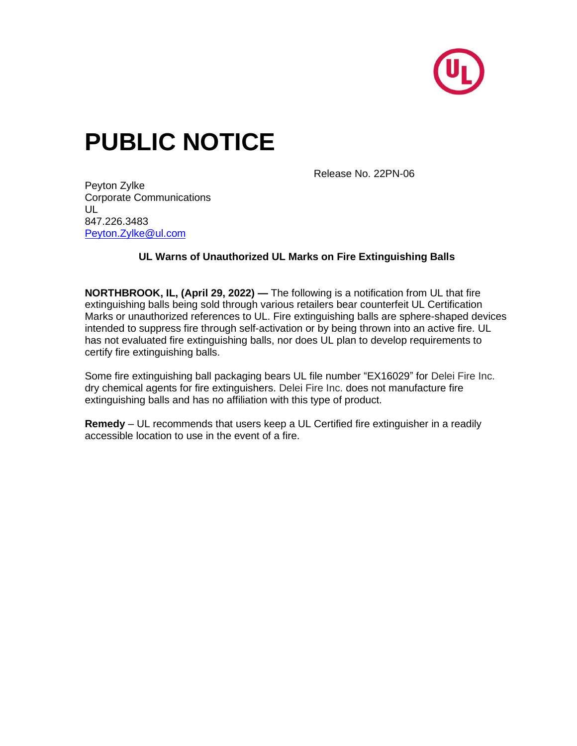# PUBLIC NOTICE

Release No. 22PN-06

Peyton Zylke
Corporate Communications
UL
847.226.3483
Peyton.Zylke@ul.com

**UL Warns of Unauthorized UL Marks on Fire Extinguishing Balls**

**NORTHBROOK, IL, (April 29, 2022) —** The following is a notification from UL that fire extinguishing balls being sold through various retailers bear counterfeit UL Certification Marks or unauthorized references to UL. Fire extinguishing balls are sphere-shaped devices intended to suppress fire through self-activation or by being thrown into an active fire. UL has not evaluated fire extinguishing balls, nor does UL plan to develop requirements to certify fire extinguishing balls.

Some fire extinguishing ball packaging bears UL file number "EX16029" for Delei Fire Inc. dry chemical agents for fire extinguishers. Delei Fire Inc. does not manufacture fire extinguishing balls and has no affiliation with this type of product.

**Remedy** – UL recommends that users keep a UL Certified fire extinguisher in a readily accessible location to use in the event of a fire.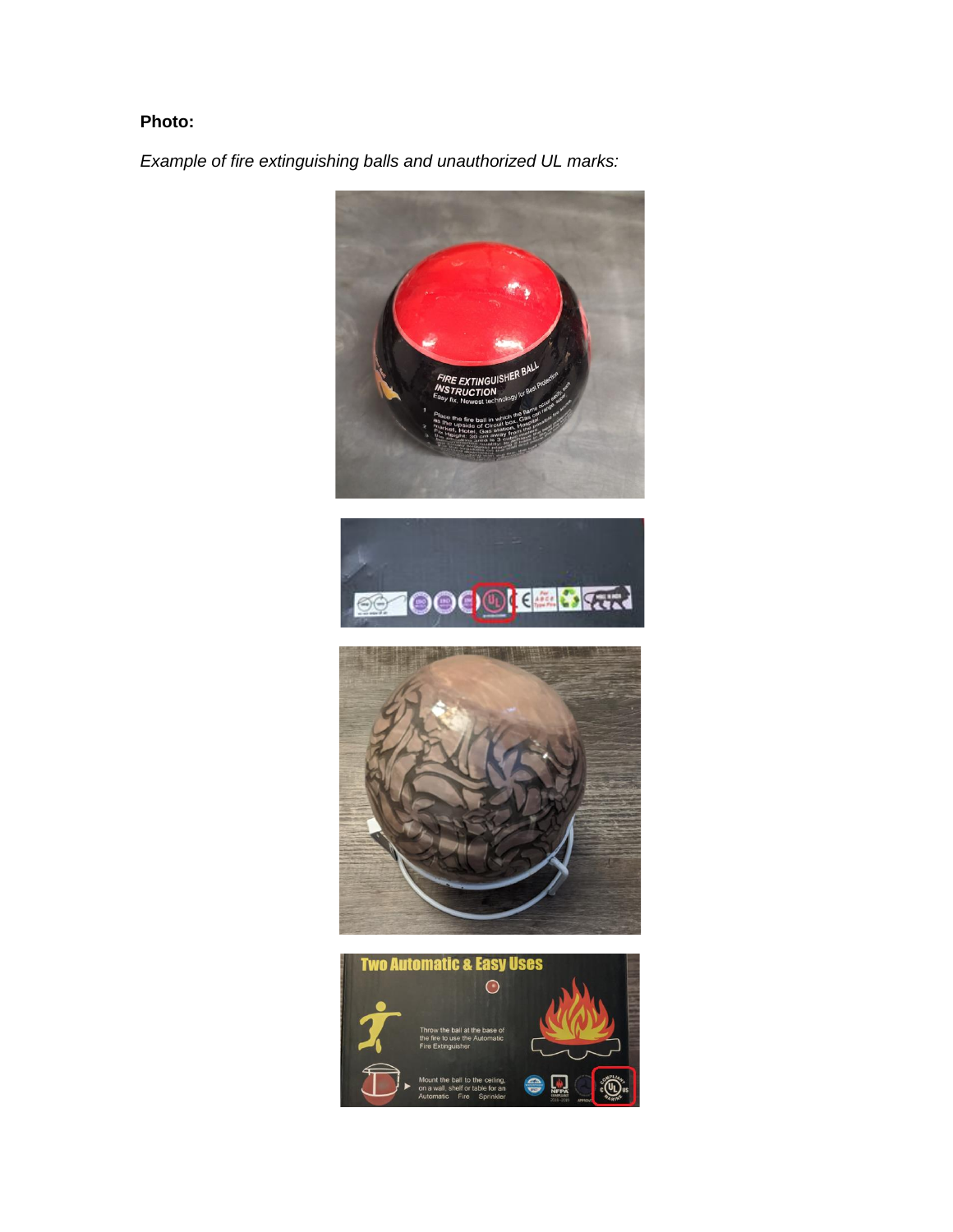**Photo:**

*Example of fire extinguishing balls and unauthorized UL marks:*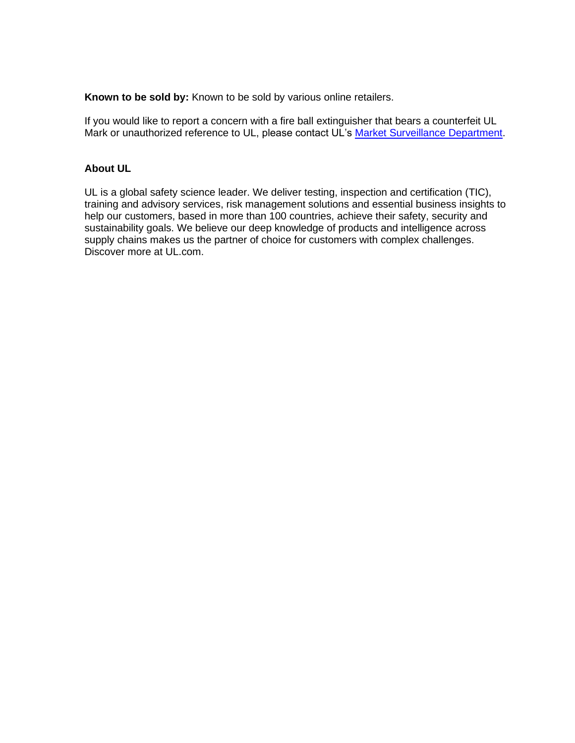**Known to be sold by:** Known to be sold by various online retailers.

If you would like to report a concern with a fire ball extinguisher that bears a counterfeit UL Mark or unauthorized reference to UL, please contact UL's Market Surveillance Department.

**About UL**

UL is a global safety science leader. We deliver testing, inspection and certification (TIC), training and advisory services, risk management solutions and essential business insights to help our customers, based in more than 100 countries, achieve their safety, security and sustainability goals. We believe our deep knowledge of products and intelligence across supply chains makes us the partner of choice for customers with complex challenges. Discover more at UL.com.